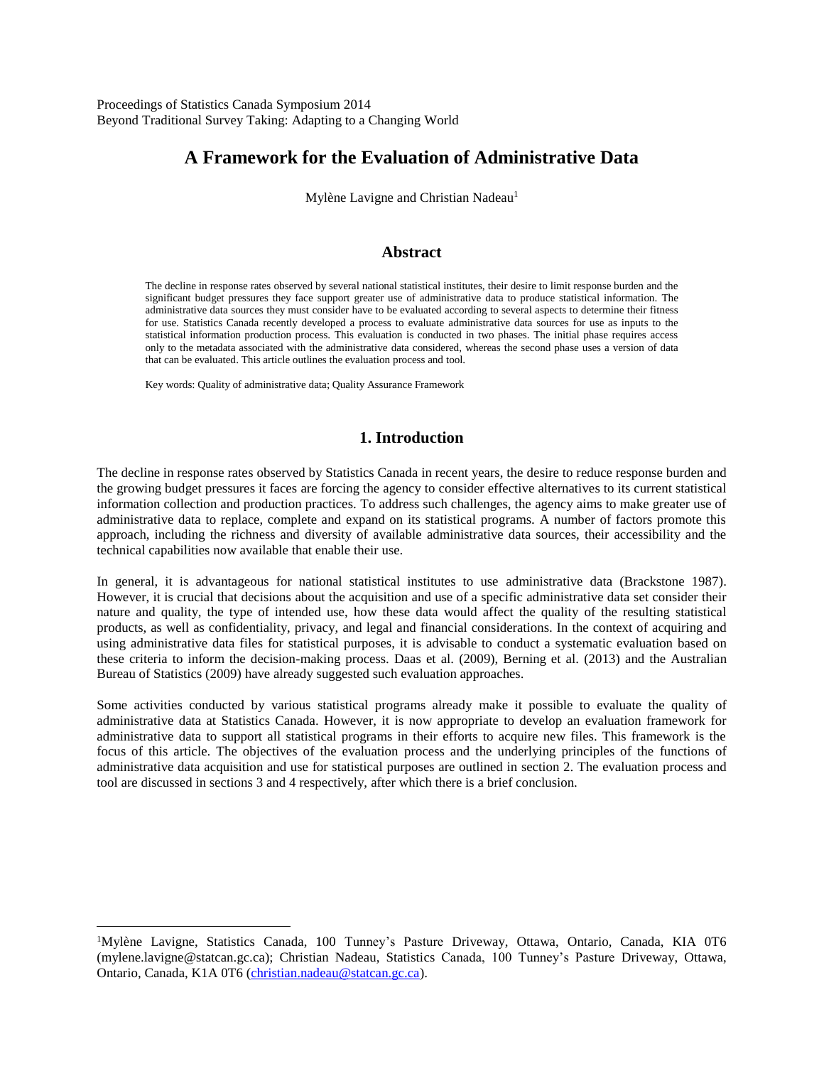Proceedings of Statistics Canada Symposium 2014
Beyond Traditional Survey Taking: Adapting to a Changing World

# A Framework for the Evaluation of Administrative Data

Mylène Lavigne and Christian Nadeau[1]

## Abstract

The decline in response rates observed by several national statistical institutes, their desire to limit response burden and the significant budget pressures they face support greater use of administrative data to produce statistical information. The administrative data sources they must consider have to be evaluated according to several aspects to determine their fitness for use. Statistics Canada recently developed a process to evaluate administrative data sources for use as inputs to the statistical information production process. This evaluation is conducted in two phases. The initial phase requires access only to the metadata associated with the administrative data considered, whereas the second phase uses a version of data that can be evaluated. This article outlines the evaluation process and tool.

Key words: Quality of administrative data; Quality Assurance Framework

## 1. Introduction

The decline in response rates observed by Statistics Canada in recent years, the desire to reduce response burden and the growing budget pressures it faces are forcing the agency to consider effective alternatives to its current statistical information collection and production practices. To address such challenges, the agency aims to make greater use of administrative data to replace, complete and expand on its statistical programs. A number of factors promote this approach, including the richness and diversity of available administrative data sources, their accessibility and the technical capabilities now available that enable their use.

In general, it is advantageous for national statistical institutes to use administrative data (Brackstone 1987). However, it is crucial that decisions about the acquisition and use of a specific administrative data set consider their nature and quality, the type of intended use, how these data would affect the quality of the resulting statistical products, as well as confidentiality, privacy, and legal and financial considerations. In the context of acquiring and using administrative data files for statistical purposes, it is advisable to conduct a systematic evaluation based on these criteria to inform the decision-making process. Daas et al. (2009), Berning et al. (2013) and the Australian Bureau of Statistics (2009) have already suggested such evaluation approaches.

Some activities conducted by various statistical programs already make it possible to evaluate the quality of administrative data at Statistics Canada. However, it is now appropriate to develop an evaluation framework for administrative data to support all statistical programs in their efforts to acquire new files. This framework is the focus of this article. The objectives of the evaluation process and the underlying principles of the functions of administrative data acquisition and use for statistical purposes are outlined in section 2. The evaluation process and tool are discussed in sections 3 and 4 respectively, after which there is a brief conclusion.

---

[1]Mylène Lavigne, Statistics Canada, 100 Tunney's Pasture Driveway, Ottawa, Ontario, Canada, KIA 0T6 (mylene.lavigne@statcan.gc.ca); Christian Nadeau, Statistics Canada, 100 Tunney's Pasture Driveway, Ottawa, Ontario, Canada, K1A 0T6 (christian.nadeau@statcan.gc.ca).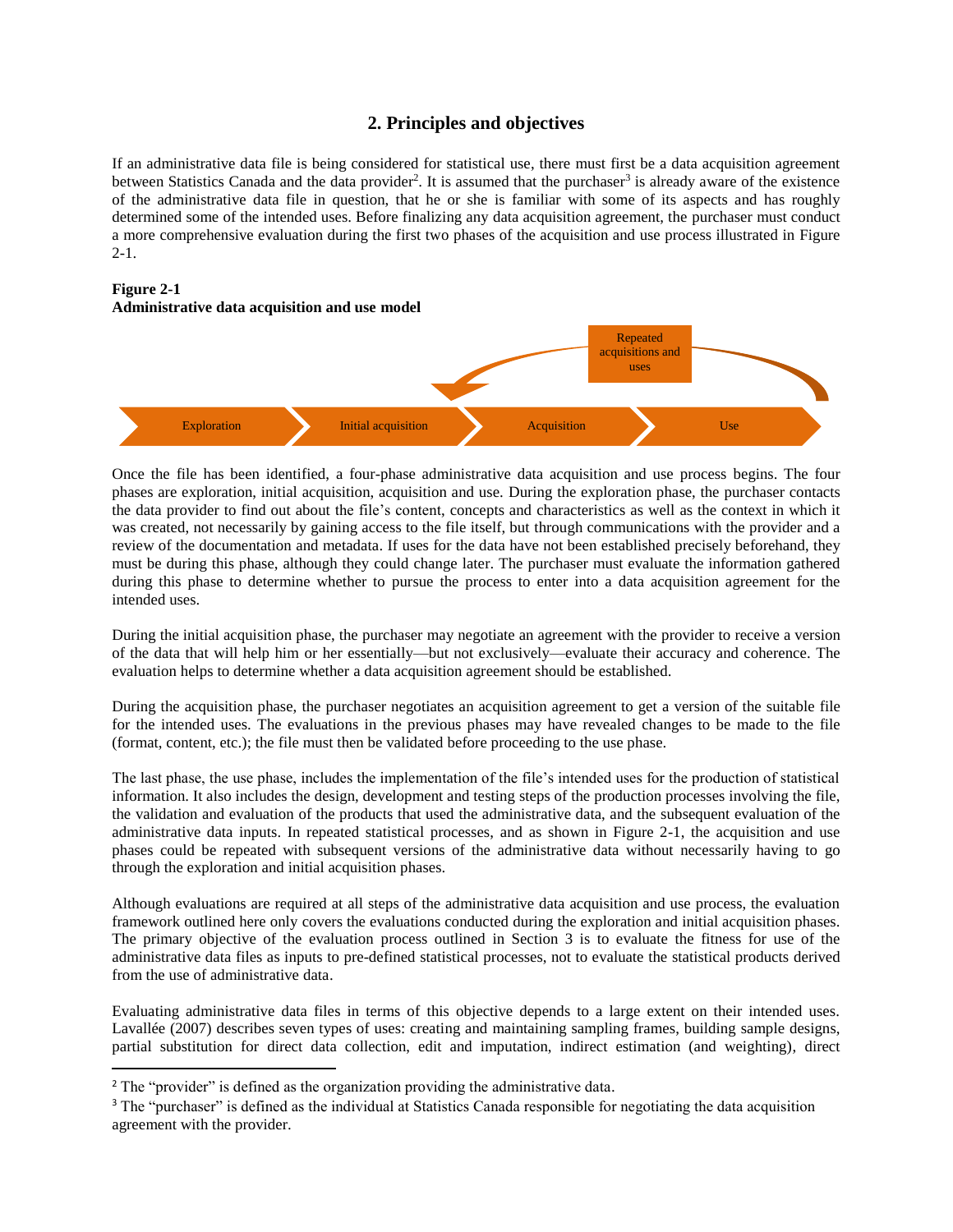## 2. Principles and objectives

If an administrative data file is being considered for statistical use, there must first be a data acquisition agreement between Statistics Canada and the data provider[2]. It is assumed that the purchaser[3] is already aware of the existence of the administrative data file in question, that he or she is familiar with some of its aspects and has roughly determined some of the intended uses. Before finalizing any data acquisition agreement, the purchaser must conduct a more comprehensive evaluation during the first two phases of the acquisition and use process illustrated in Figure 2-1.

**Figure 2-1**
**Administrative data acquisition and use model**

Exploration → Initial acquisition → Acquisition → Use

Repeated acquisitions and uses

Once the file has been identified, a four-phase administrative data acquisition and use process begins. The four phases are exploration, initial acquisition, acquisition and use. During the exploration phase, the purchaser contacts the data provider to find out about the file's content, concepts and characteristics as well as the context in which it was created, not necessarily by gaining access to the file itself, but through communications with the provider and a review of the documentation and metadata. If uses for the data have not been established precisely beforehand, they must be during this phase, although they could change later. The purchaser must evaluate the information gathered during this phase to determine whether to pursue the process to enter into a data acquisition agreement for the intended uses.

During the initial acquisition phase, the purchaser may negotiate an agreement with the provider to receive a version of the data that will help him or her essentially—but not exclusively—evaluate their accuracy and coherence. The evaluation helps to determine whether a data acquisition agreement should be established.

During the acquisition phase, the purchaser negotiates an acquisition agreement to get a version of the suitable file for the intended uses. The evaluations in the previous phases may have revealed changes to be made to the file (format, content, etc.); the file must then be validated before proceeding to the use phase.

The last phase, the use phase, includes the implementation of the file's intended uses for the production of statistical information. It also includes the design, development and testing steps of the production processes involving the file, the validation and evaluation of the products that used the administrative data, and the subsequent evaluation of the administrative data inputs. In repeated statistical processes, and as shown in Figure 2-1, the acquisition and use phases could be repeated with subsequent versions of the administrative data without necessarily having to go through the exploration and initial acquisition phases.

Although evaluations are required at all steps of the administrative data acquisition and use process, the evaluation framework outlined here only covers the evaluations conducted during the exploration and initial acquisition phases. The primary objective of the evaluation process outlined in Section 3 is to evaluate the fitness for use of the administrative data files as inputs to pre-defined statistical processes, not to evaluate the statistical products derived from the use of administrative data.

Evaluating administrative data files in terms of this objective depends to a large extent on their intended uses. Lavallée (2007) describes seven types of uses: creating and maintaining sampling frames, building sample designs, partial substitution for direct data collection, edit and imputation, indirect estimation (and weighting), direct

[2] The "provider" is defined as the organization providing the administrative data.

[3] The "purchaser" is defined as the individual at Statistics Canada responsible for negotiating the data acquisition agreement with the provider.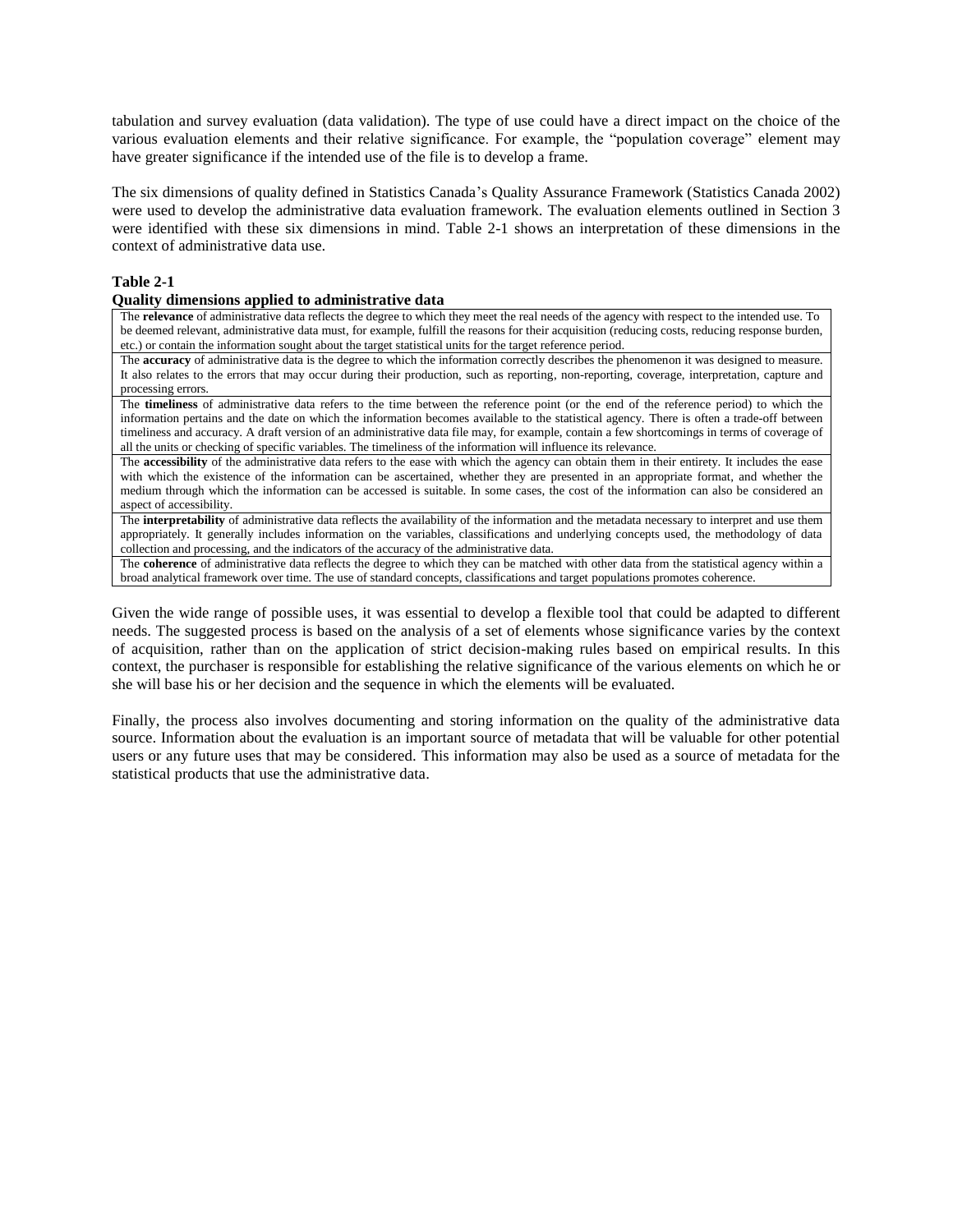tabulation and survey evaluation (data validation). The type of use could have a direct impact on the choice of the various evaluation elements and their relative significance. For example, the "population coverage" element may have greater significance if the intended use of the file is to develop a frame.

The six dimensions of quality defined in Statistics Canada's Quality Assurance Framework (Statistics Canada 2002) were used to develop the administrative data evaluation framework. The evaluation elements outlined in Section 3 were identified with these six dimensions in mind. Table 2-1 shows an interpretation of these dimensions in the context of administrative data use.

**Table 2-1**
**Quality dimensions applied to administrative data**

| |
|---|
| The **relevance** of administrative data reflects the degree to which they meet the real needs of the agency with respect to the intended use. To be deemed relevant, administrative data must, for example, fulfill the reasons for their acquisition (reducing costs, reducing response burden, etc.) or contain the information sought about the target statistical units for the target reference period. |
| The **accuracy** of administrative data is the degree to which the information correctly describes the phenomenon it was designed to measure. It also relates to the errors that may occur during their production, such as reporting, non-reporting, coverage, interpretation, capture and processing errors. |
| The **timeliness** of administrative data refers to the time between the reference point (or the end of the reference period) to which the information pertains and the date on which the information becomes available to the statistical agency. There is often a trade-off between timeliness and accuracy. A draft version of an administrative data file may, for example, contain a few shortcomings in terms of coverage of all the units or checking of specific variables. The timeliness of the information will influence its relevance. |
| The **accessibility** of the administrative data refers to the ease with which the agency can obtain them in their entirety. It includes the ease with which the existence of the information can be ascertained, whether they are presented in an appropriate format, and whether the medium through which the information can be accessed is suitable. In some cases, the cost of the information can also be considered an aspect of accessibility. |
| The **interpretability** of administrative data reflects the availability of the information and the metadata necessary to interpret and use them appropriately. It generally includes information on the variables, classifications and underlying concepts used, the methodology of data collection and processing, and the indicators of the accuracy of the administrative data. |
| The **coherence** of administrative data reflects the degree to which they can be matched with other data from the statistical agency within a broad analytical framework over time. The use of standard concepts, classifications and target populations promotes coherence. |

Given the wide range of possible uses, it was essential to develop a flexible tool that could be adapted to different needs. The suggested process is based on the analysis of a set of elements whose significance varies by the context of acquisition, rather than on the application of strict decision-making rules based on empirical results. In this context, the purchaser is responsible for establishing the relative significance of the various elements on which he or she will base his or her decision and the sequence in which the elements will be evaluated.

Finally, the process also involves documenting and storing information on the quality of the administrative data source. Information about the evaluation is an important source of metadata that will be valuable for other potential users or any future uses that may be considered. This information may also be used as a source of metadata for the statistical products that use the administrative data.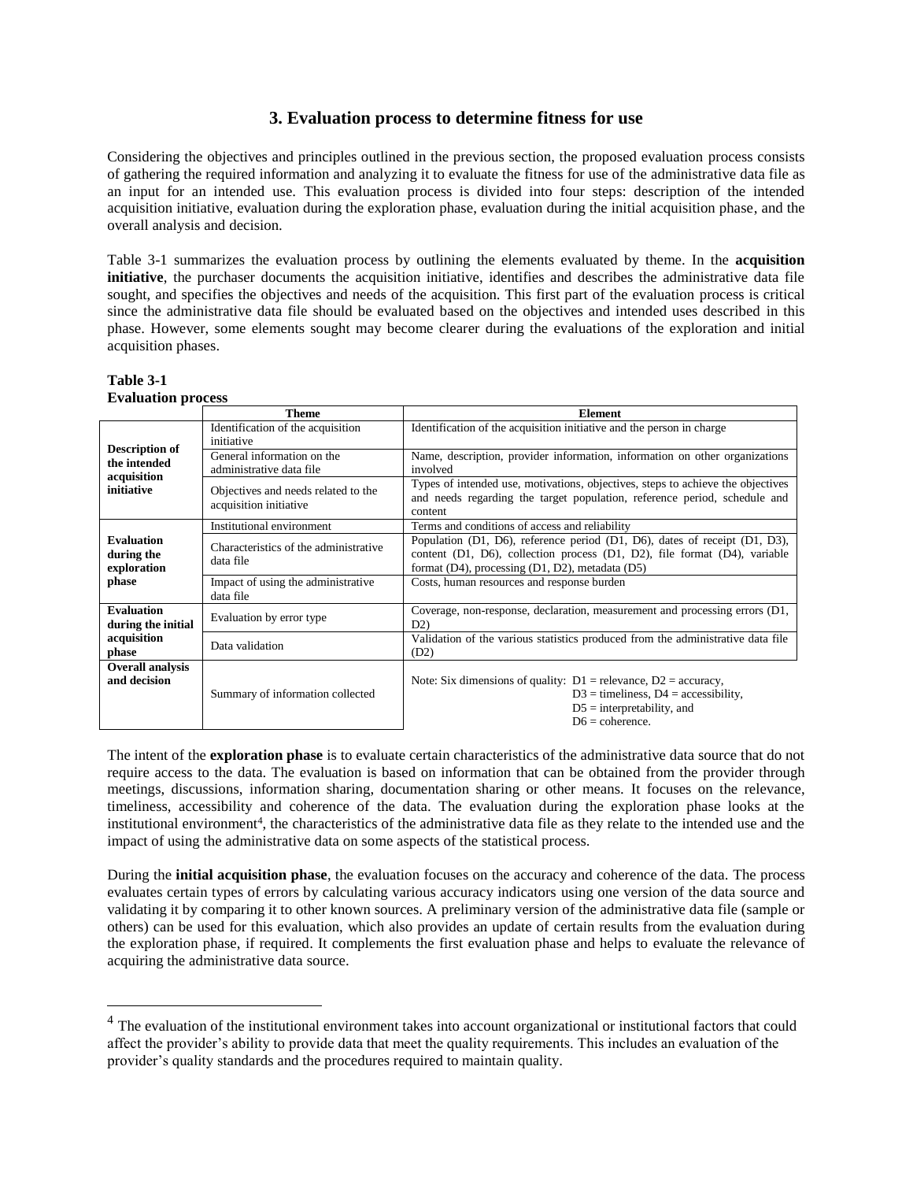## 3. Evaluation process to determine fitness for use

Considering the objectives and principles outlined in the previous section, the proposed evaluation process consists of gathering the required information and analyzing it to evaluate the fitness for use of the administrative data file as an input for an intended use. This evaluation process is divided into four steps: description of the intended acquisition initiative, evaluation during the exploration phase, evaluation during the initial acquisition phase, and the overall analysis and decision.

Table 3-1 summarizes the evaluation process by outlining the elements evaluated by theme. In the **acquisition initiative**, the purchaser documents the acquisition initiative, identifies and describes the administrative data file sought, and specifies the objectives and needs of the acquisition. This first part of the evaluation process is critical since the administrative data file should be evaluated based on the objectives and intended uses described in this phase. However, some elements sought may become clearer during the evaluations of the exploration and initial acquisition phases.

**Table 3-1**
**Evaluation process**

| | Theme | Element |
|---|---|---|
| **Description of the intended acquisition initiative** | Identification of the acquisition initiative | Identification of the acquisition initiative and the person in charge |
| | General information on the administrative data file | Name, description, provider information, information on other organizations involved |
| | Objectives and needs related to the acquisition initiative | Types of intended use, motivations, objectives, steps to achieve the objectives and needs regarding the target population, reference period, schedule and content |
| **Evaluation during the exploration phase** | Institutional environment | Terms and conditions of access and reliability |
| | Characteristics of the administrative data file | Population (D1, D6), reference period (D1, D6), dates of receipt (D1, D3), content (D1, D6), collection process (D1, D2), file format (D4), variable format (D4), processing (D1, D2), metadata (D5) |
| | Impact of using the administrative data file | Costs, human resources and response burden |
| **Evaluation during the initial acquisition phase** | Evaluation by error type | Coverage, non-response, declaration, measurement and processing errors (D1, D2) |
| | Data validation | Validation of the various statistics produced from the administrative data file (D2) |
| **Overall analysis and decision** | Summary of information collected | Note: Six dimensions of quality: D1 = relevance, D2 = accuracy, D3 = timeliness, D4 = accessibility, D5 = interpretability, and D6 = coherence. |

The intent of the **exploration phase** is to evaluate certain characteristics of the administrative data source that do not require access to the data. The evaluation is based on information that can be obtained from the provider through meetings, discussions, information sharing, documentation sharing or other means. It focuses on the relevance, timeliness, accessibility and coherence of the data. The evaluation during the exploration phase looks at the institutional environment[4], the characteristics of the administrative data file as they relate to the intended use and the impact of using the administrative data on some aspects of the statistical process.

During the **initial acquisition phase**, the evaluation focuses on the accuracy and coherence of the data. The process evaluates certain types of errors by calculating various accuracy indicators using one version of the data source and validating it by comparing it to other known sources. A preliminary version of the administrative data file (sample or others) can be used for this evaluation, which also provides an update of certain results from the evaluation during the exploration phase, if required. It complements the first evaluation phase and helps to evaluate the relevance of acquiring the administrative data source.

[4] The evaluation of the institutional environment takes into account organizational or institutional factors that could affect the provider's ability to provide data that meet the quality requirements. This includes an evaluation of the provider's quality standards and the procedures required to maintain quality.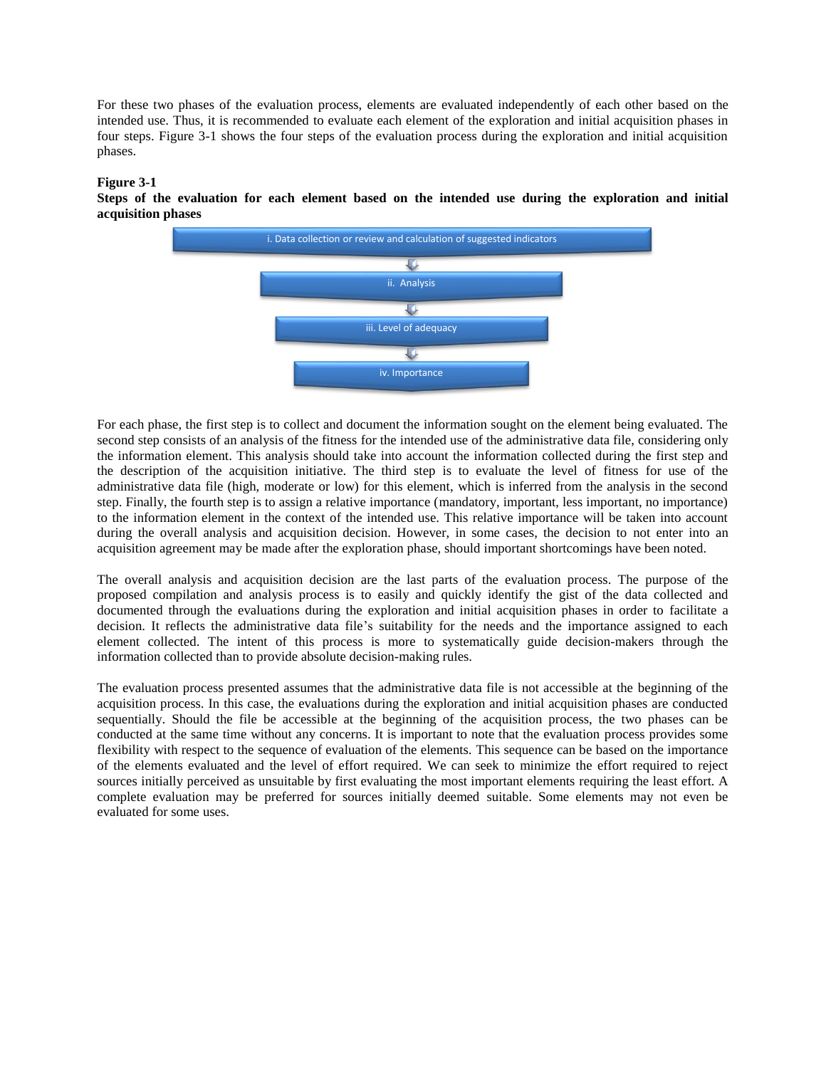For these two phases of the evaluation process, elements are evaluated independently of each other based on the intended use. Thus, it is recommended to evaluate each element of the exploration and initial acquisition phases in four steps. Figure 3-1 shows the four steps of the evaluation process during the exploration and initial acquisition phases.

**Figure 3-1**
**Steps of the evaluation for each element based on the intended use during the exploration and initial acquisition phases**

i. Data collection or review and calculation of suggested indicators

ii. Analysis

iii. Level of adequacy

iv. Importance

For each phase, the first step is to collect and document the information sought on the element being evaluated. The second step consists of an analysis of the fitness for the intended use of the administrative data file, considering only the information element. This analysis should take into account the information collected during the first step and the description of the acquisition initiative. The third step is to evaluate the level of fitness for use of the administrative data file (high, moderate or low) for this element, which is inferred from the analysis in the second step. Finally, the fourth step is to assign a relative importance (mandatory, important, less important, no importance) to the information element in the context of the intended use. This relative importance will be taken into account during the overall analysis and acquisition decision. However, in some cases, the decision to not enter into an acquisition agreement may be made after the exploration phase, should important shortcomings have been noted.

The overall analysis and acquisition decision are the last parts of the evaluation process. The purpose of the proposed compilation and analysis process is to easily and quickly identify the gist of the data collected and documented through the evaluations during the exploration and initial acquisition phases in order to facilitate a decision. It reflects the administrative data file's suitability for the needs and the importance assigned to each element collected. The intent of this process is more to systematically guide decision-makers through the information collected than to provide absolute decision-making rules.

The evaluation process presented assumes that the administrative data file is not accessible at the beginning of the acquisition process. In this case, the evaluations during the exploration and initial acquisition phases are conducted sequentially. Should the file be accessible at the beginning of the acquisition process, the two phases can be conducted at the same time without any concerns. It is important to note that the evaluation process provides some flexibility with respect to the sequence of evaluation of the elements. This sequence can be based on the importance of the elements evaluated and the level of effort required. We can seek to minimize the effort required to reject sources initially perceived as unsuitable by first evaluating the most important elements requiring the least effort. A complete evaluation may be preferred for sources initially deemed suitable. Some elements may not even be evaluated for some uses.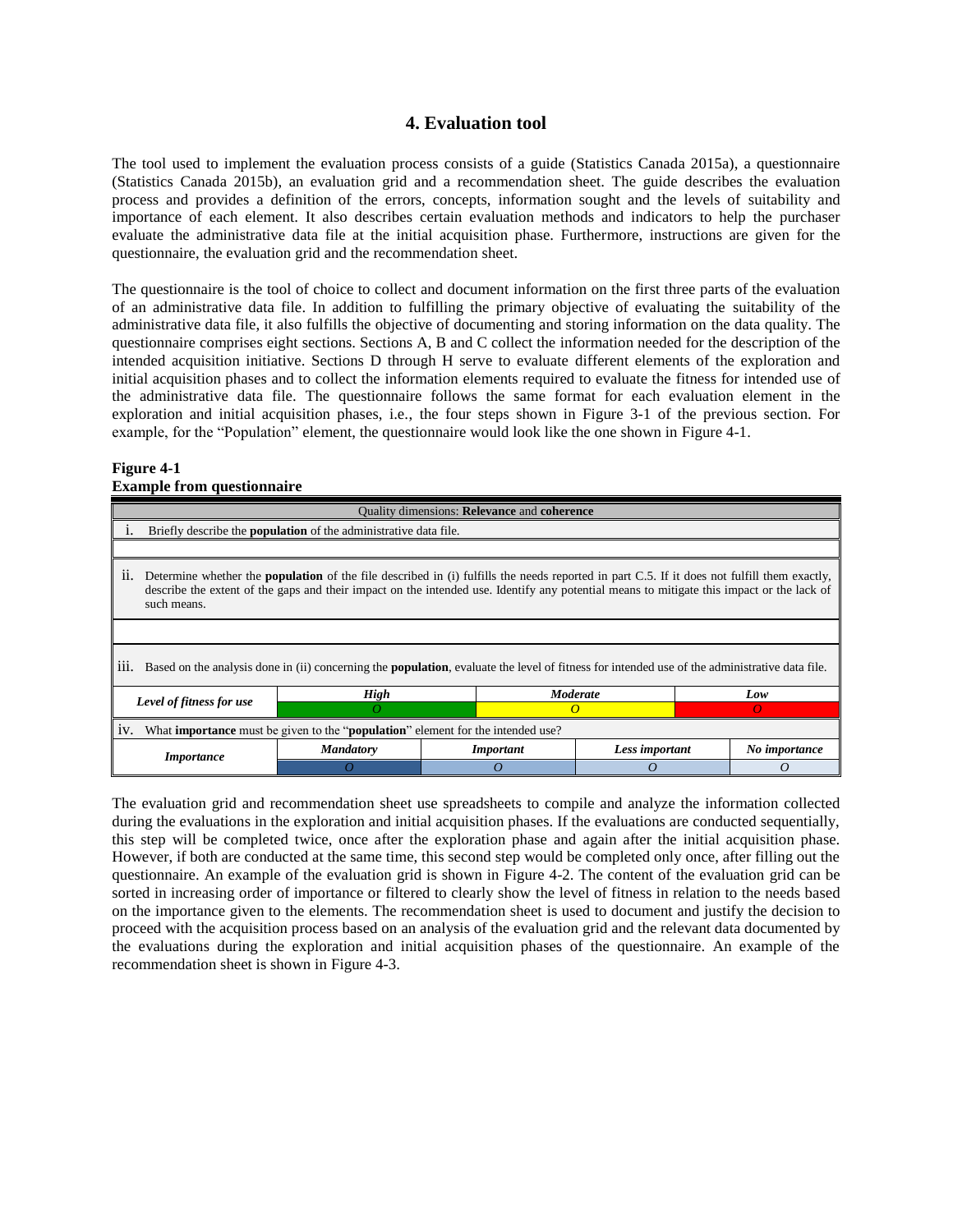## 4. Evaluation tool

The tool used to implement the evaluation process consists of a guide (Statistics Canada 2015a), a questionnaire (Statistics Canada 2015b), an evaluation grid and a recommendation sheet. The guide describes the evaluation process and provides a definition of the errors, concepts, information sought and the levels of suitability and importance of each element. It also describes certain evaluation methods and indicators to help the purchaser evaluate the administrative data file at the initial acquisition phase. Furthermore, instructions are given for the questionnaire, the evaluation grid and the recommendation sheet.

The questionnaire is the tool of choice to collect and document information on the first three parts of the evaluation of an administrative data file. In addition to fulfilling the primary objective of evaluating the suitability of the administrative data file, it also fulfills the objective of documenting and storing information on the data quality. The questionnaire comprises eight sections. Sections A, B and C collect the information needed for the description of the intended acquisition initiative. Sections D through H serve to evaluate different elements of the exploration and initial acquisition phases and to collect the information elements required to evaluate the fitness for intended use of the administrative data file. The questionnaire follows the same format for each evaluation element in the exploration and initial acquisition phases, i.e., the four steps shown in Figure 3-1 of the previous section. For example, for the "Population" element, the questionnaire would look like the one shown in Figure 4-1.

**Figure 4-1**
**Example from questionnaire**

| Quality dimensions: **Relevance** and **coherence** | | | | |
|---|---|---|---|---|
| i. Briefly describe the **population** of the administrative data file. | | | | |
| | | | | |
| ii. Determine whether the **population** of the file described in (i) fulfills the needs reported in part C.5. If it does not fulfill them exactly, describe the extent of the gaps and their impact on the intended use. Identify any potential means to mitigate this impact or the lack of such means. | | | | |
| | | | | |
| iii. Based on the analysis done in (ii) concerning the **population**, evaluate the level of fitness for intended use of the administrative data file. | | | | |
| ***Level of fitness for use*** | ***High*** | ***Moderate*** | ***Low*** | |
| | *O* | *O* | *O* | |
| iv. What **importance** must be given to the "**population**" element for the intended use? | | | | |
| ***Importance*** | ***Mandatory*** | ***Important*** | ***Less important*** | ***No importance*** |
| | *O* | *O* | *O* | *O* |

The evaluation grid and recommendation sheet use spreadsheets to compile and analyze the information collected during the evaluations in the exploration and initial acquisition phases. If the evaluations are conducted sequentially, this step will be completed twice, once after the exploration phase and again after the initial acquisition phase. However, if both are conducted at the same time, this second step would be completed only once, after filling out the questionnaire. An example of the evaluation grid is shown in Figure 4-2. The content of the evaluation grid can be sorted in increasing order of importance or filtered to clearly show the level of fitness in relation to the needs based on the importance given to the elements. The recommendation sheet is used to document and justify the decision to proceed with the acquisition process based on an analysis of the evaluation grid and the relevant data documented by the evaluations during the exploration and initial acquisition phases of the questionnaire. An example of the recommendation sheet is shown in Figure 4-3.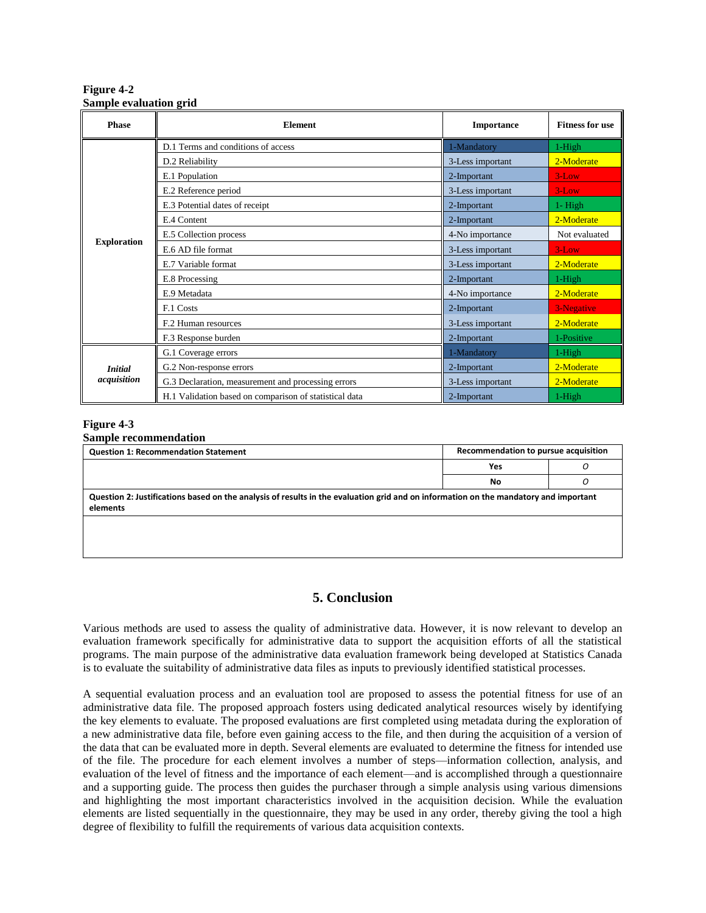**Figure 4-2**
**Sample evaluation grid**

| Phase | Element | Importance | Fitness for use |
|---|---|---|---|
| **Exploration** | D.1 Terms and conditions of access | 1-Mandatory | 1-High |
| | D.2 Reliability | 3-Less important | 2-Moderate |
| | E.1 Population | 2-Important | 3-Low |
| | E.2 Reference period | 3-Less important | 3-Low |
| | E.3 Potential dates of receipt | 2-Important | 1- High |
| | E.4 Content | 2-Important | 2-Moderate |
| | E.5 Collection process | 4-No importance | Not evaluated |
| | E.6 AD file format | 3-Less important | 3-Low |
| | E.7 Variable format | 3-Less important | 2-Moderate |
| | E.8 Processing | 2-Important | 1-High |
| | E.9 Metadata | 4-No importance | 2-Moderate |
| | F.1 Costs | 2-Important | 3-Negative |
| | F.2 Human resources | 3-Less important | 2-Moderate |
| | F.3 Response burden | 2-Important | 1-Positive |
| ***Initial acquisition*** | G.1 Coverage errors | 1-Mandatory | 1-High |
| | G.2 Non-response errors | 2-Important | 2-Moderate |
| | G.3 Declaration, measurement and processing errors | 3-Less important | 2-Moderate |
| | H.1 Validation based on comparison of statistical data | 2-Important | 1-High |

**Figure 4-3**
**Sample recommendation**

| **Question 1: Recommendation Statement** | **Recommendation to pursue acquisition** | |
|---|---|---|
| | **Yes** | O |
| | **No** | O |
| **Question 2: Justifications based on the analysis of results in the evaluation grid and on information on the mandatory and important elements** | | |
| | | |

## 5. Conclusion

Various methods are used to assess the quality of administrative data. However, it is now relevant to develop an evaluation framework specifically for administrative data to support the acquisition efforts of all the statistical programs. The main purpose of the administrative data evaluation framework being developed at Statistics Canada is to evaluate the suitability of administrative data files as inputs to previously identified statistical processes.

A sequential evaluation process and an evaluation tool are proposed to assess the potential fitness for use of an administrative data file. The proposed approach fosters using dedicated analytical resources wisely by identifying the key elements to evaluate. The proposed evaluations are first completed using metadata during the exploration of a new administrative data file, before even gaining access to the file, and then during the acquisition of a version of the data that can be evaluated more in depth. Several elements are evaluated to determine the fitness for intended use of the file. The procedure for each element involves a number of steps—information collection, analysis, and evaluation of the level of fitness and the importance of each element—and is accomplished through a questionnaire and a supporting guide. The process then guides the purchaser through a simple analysis using various dimensions and highlighting the most important characteristics involved in the acquisition decision. While the evaluation elements are listed sequentially in the questionnaire, they may be used in any order, thereby giving the tool a high degree of flexibility to fulfill the requirements of various data acquisition contexts.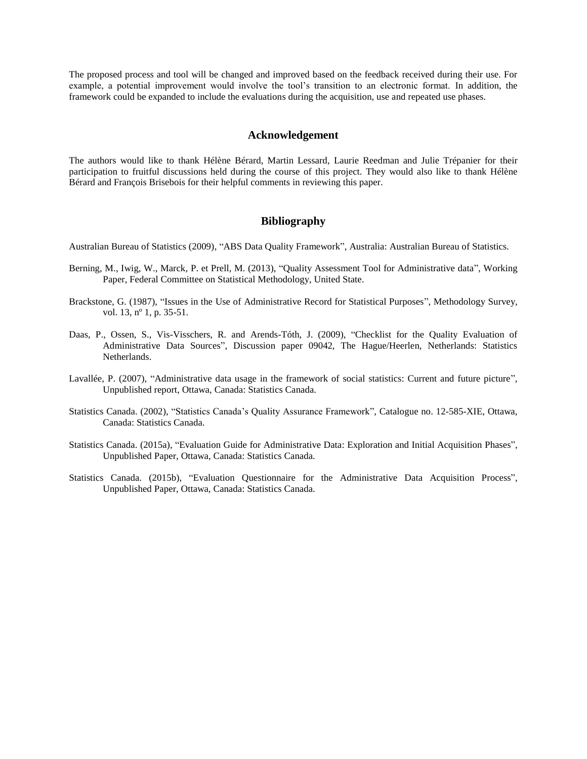The proposed process and tool will be changed and improved based on the feedback received during their use. For example, a potential improvement would involve the tool's transition to an electronic format. In addition, the framework could be expanded to include the evaluations during the acquisition, use and repeated use phases.

## Acknowledgement

The authors would like to thank Hélène Bérard, Martin Lessard, Laurie Reedman and Julie Trépanier for their participation to fruitful discussions held during the course of this project. They would also like to thank Hélène Bérard and François Brisebois for their helpful comments in reviewing this paper.

## Bibliography

Australian Bureau of Statistics (2009), "ABS Data Quality Framework", Australia: Australian Bureau of Statistics.

Berning, M., Iwig, W., Marck, P. et Prell, M. (2013), "Quality Assessment Tool for Administrative data", Working Paper, Federal Committee on Statistical Methodology, United State.

Brackstone, G. (1987), "Issues in the Use of Administrative Record for Statistical Purposes", Methodology Survey, vol. 13, nº 1, p. 35-51.

Daas, P., Ossen, S., Vis-Visschers, R. and Arends-Tóth, J. (2009), "Checklist for the Quality Evaluation of Administrative Data Sources", Discussion paper 09042, The Hague/Heerlen, Netherlands: Statistics Netherlands.

Lavallée, P. (2007), "Administrative data usage in the framework of social statistics: Current and future picture", Unpublished report, Ottawa, Canada: Statistics Canada.

Statistics Canada. (2002), "Statistics Canada's Quality Assurance Framework", Catalogue no. 12-585-XIE, Ottawa, Canada: Statistics Canada.

Statistics Canada. (2015a), "Evaluation Guide for Administrative Data: Exploration and Initial Acquisition Phases", Unpublished Paper, Ottawa, Canada: Statistics Canada.

Statistics Canada. (2015b), "Evaluation Questionnaire for the Administrative Data Acquisition Process", Unpublished Paper, Ottawa, Canada: Statistics Canada.